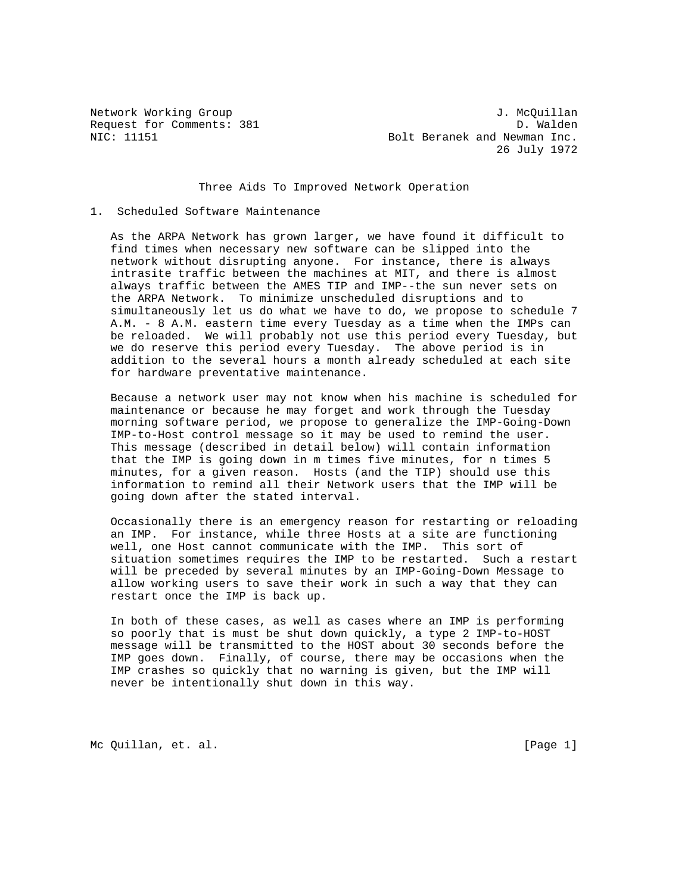Network Working Group J. McQuillan
Request for Comments: 381 D. Walden
NIC: 11151 Bolt Beranek and Newman Inc.
26 July 1972

# Three Aids To Improved Network Operation

## 1. Scheduled Software Maintenance

As the ARPA Network has grown larger, we have found it difficult to find times when necessary new software can be slipped into the network without disrupting anyone. For instance, there is always intrasite traffic between the machines at MIT, and there is almost always traffic between the AMES TIP and IMP--the sun never sets on the ARPA Network. To minimize unscheduled disruptions and to simultaneously let us do what we have to do, we propose to schedule 7 A.M. - 8 A.M. eastern time every Tuesday as a time when the IMPs can be reloaded. We will probably not use this period every Tuesday, but we do reserve this period every Tuesday. The above period is in addition to the several hours a month already scheduled at each site for hardware preventative maintenance.

Because a network user may not know when his machine is scheduled for maintenance or because he may forget and work through the Tuesday morning software period, we propose to generalize the IMP-Going-Down IMP-to-Host control message so it may be used to remind the user. This message (described in detail below) will contain information that the IMP is going down in m times five minutes, for n times 5 minutes, for a given reason. Hosts (and the TIP) should use this information to remind all their Network users that the IMP will be going down after the stated interval.

Occasionally there is an emergency reason for restarting or reloading an IMP. For instance, while three Hosts at a site are functioning well, one Host cannot communicate with the IMP. This sort of situation sometimes requires the IMP to be restarted. Such a restart will be preceded by several minutes by an IMP-Going-Down Message to allow working users to save their work in such a way that they can restart once the IMP is back up.

In both of these cases, as well as cases where an IMP is performing so poorly that is must be shut down quickly, a type 2 IMP-to-HOST message will be transmitted to the HOST about 30 seconds before the IMP goes down. Finally, of course, there may be occasions when the IMP crashes so quickly that no warning is given, but the IMP will never be intentionally shut down in this way.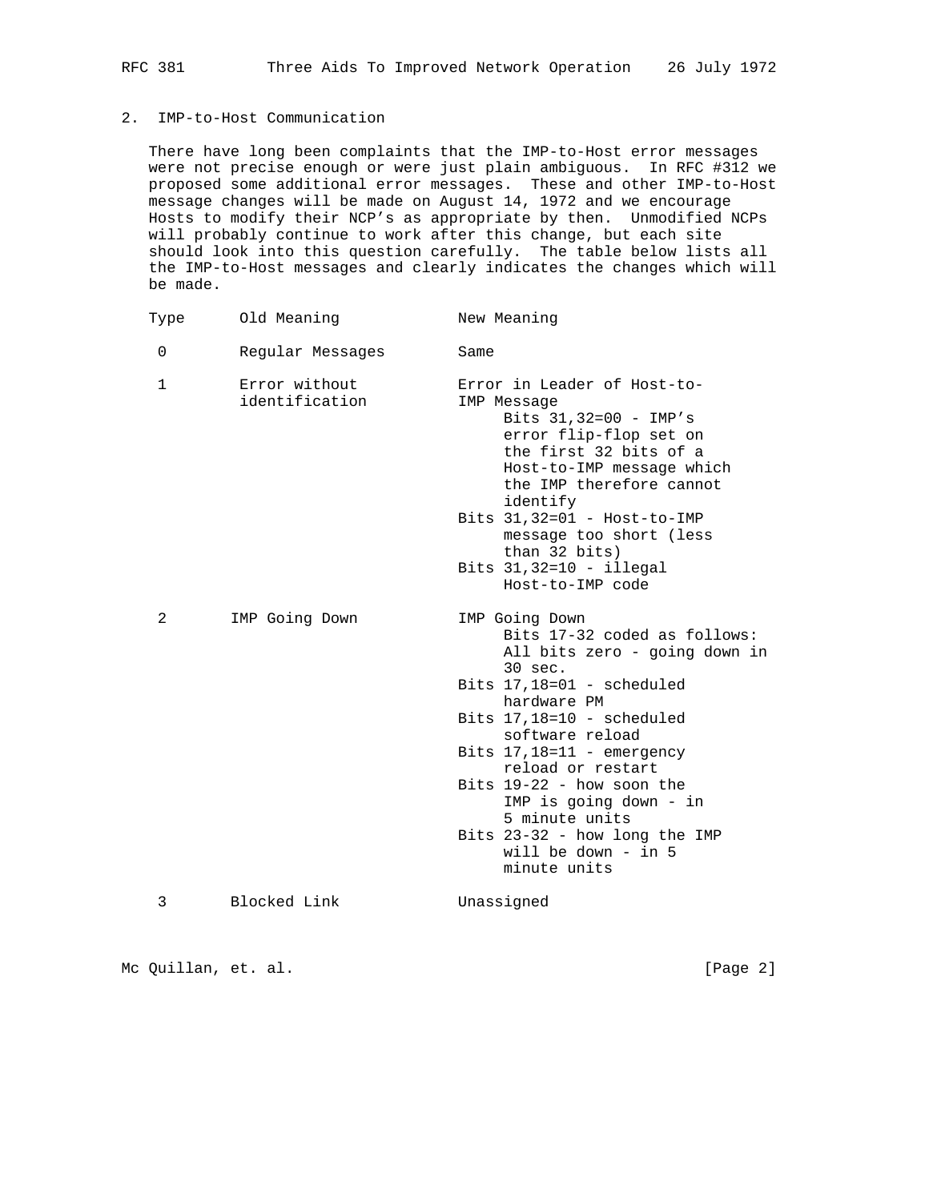## 2. IMP-to-Host Communication

There have long been complaints that the IMP-to-Host error messages were not precise enough or were just plain ambiguous. In RFC #312 we proposed some additional error messages. These and other IMP-to-Host message changes will be made on August 14, 1972 and we encourage Hosts to modify their NCP's as appropriate by then. Unmodified NCPs will probably continue to work after this change, but each site should look into this question carefully. The table below lists all the IMP-to-Host messages and clearly indicates the changes which will be made.

| Type | Old Meaning | New Meaning |
|---|---|---|
| 0 | Regular Messages | Same |
| 1 | Error without identification | Error in Leader of Host-to-IMP Message<br>Bits 31,32=00 - IMP's error flip-flop set on the first 32 bits of a Host-to-IMP message which the IMP therefore cannot identify<br>Bits 31,32=01 - Host-to-IMP message too short (less than 32 bits)<br>Bits 31,32=10 - illegal Host-to-IMP code |
| 2 | IMP Going Down | IMP Going Down<br>Bits 17-32 coded as follows: All bits zero - going down in 30 sec.<br>Bits 17,18=01 - scheduled hardware PM<br>Bits 17,18=10 - scheduled software reload<br>Bits 17,18=11 - emergency reload or restart<br>Bits 19-22 - how soon the IMP is going down - in 5 minute units<br>Bits 23-32 - how long the IMP will be down - in 5 minute units |
| 3 | Blocked Link | Unassigned |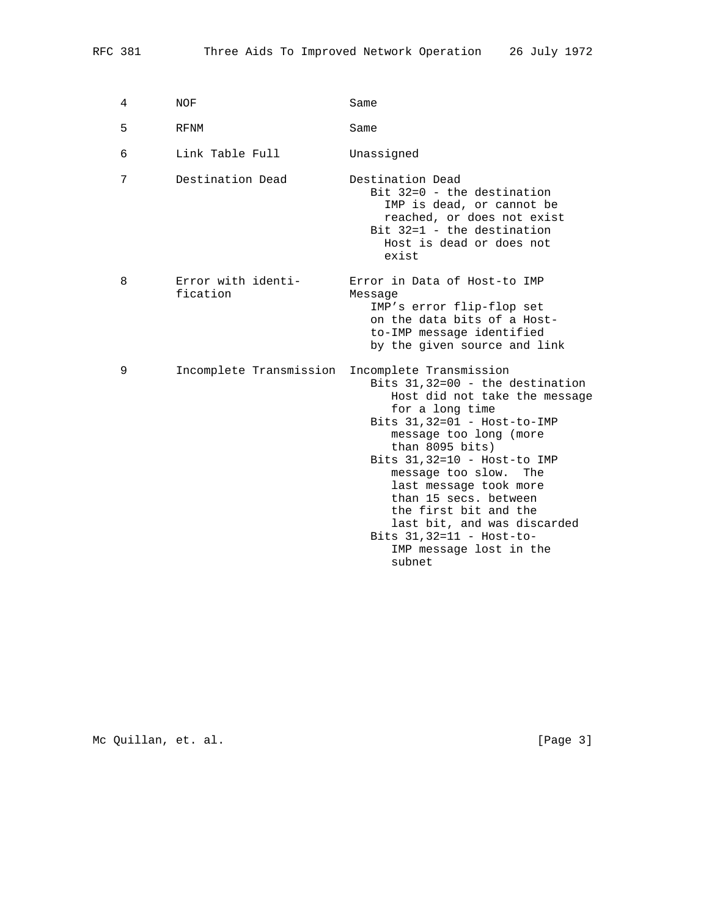| | | |
|---|---|---|
| 4 | NOF | Same |
| 5 | RFNM | Same |
| 6 | Link Table Full | Unassigned |
| 7 | Destination Dead | Destination Dead<br>Bit 32=0 - the destination IMP is dead, or cannot be reached, or does not exist<br>Bit 32=1 - the destination Host is dead or does not exist |
| 8 | Error with identification | Error in Data of Host-to IMP Message<br>IMP's error flip-flop set on the data bits of a Host-to-IMP message identified by the given source and link |
| 9 | Incomplete Transmission | Incomplete Transmission<br>Bits 31,32=00 - the destination Host did not take the message for a long time<br>Bits 31,32=01 - Host-to-IMP message too long (more than 8095 bits)<br>Bits 31,32=10 - Host-to IMP message too slow. The last message took more than 15 secs. between the first bit and the last bit, and was discarded<br>Bits 31,32=11 - Host-to-IMP message lost in the subnet |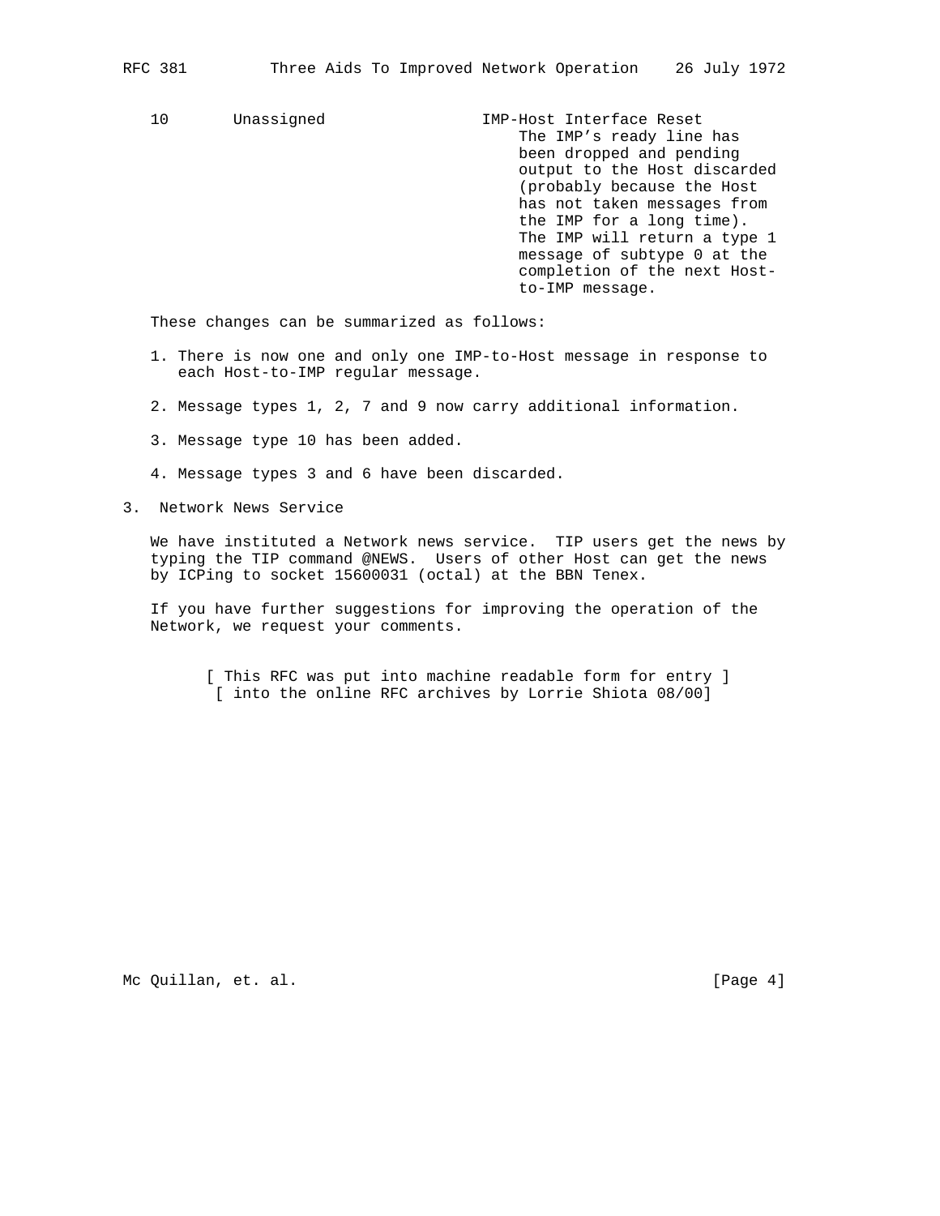| | | |
|---|---|---|
| 10 | Unassigned | IMP-Host Interface Reset The IMP's ready line has been dropped and pending output to the Host discarded (probably because the Host has not taken messages from the IMP for a long time). The IMP will return a type 1 message of subtype 0 at the completion of the next Host-to-IMP message. |

These changes can be summarized as follows:

1. There is now one and only one IMP-to-Host message in response to each Host-to-IMP regular message.

2. Message types 1, 2, 7 and 9 now carry additional information.

3. Message type 10 has been added.

4. Message types 3 and 6 have been discarded.

## 3. Network News Service

We have instituted a Network news service. TIP users get the news by typing the TIP command @NEWS. Users of other Host can get the news by ICPing to socket 15600031 (octal) at the BBN Tenex.

If you have further suggestions for improving the operation of the Network, we request your comments.

[ This RFC was put into machine readable form for entry ]
[ into the online RFC archives by Lorrie Shiota 08/00]